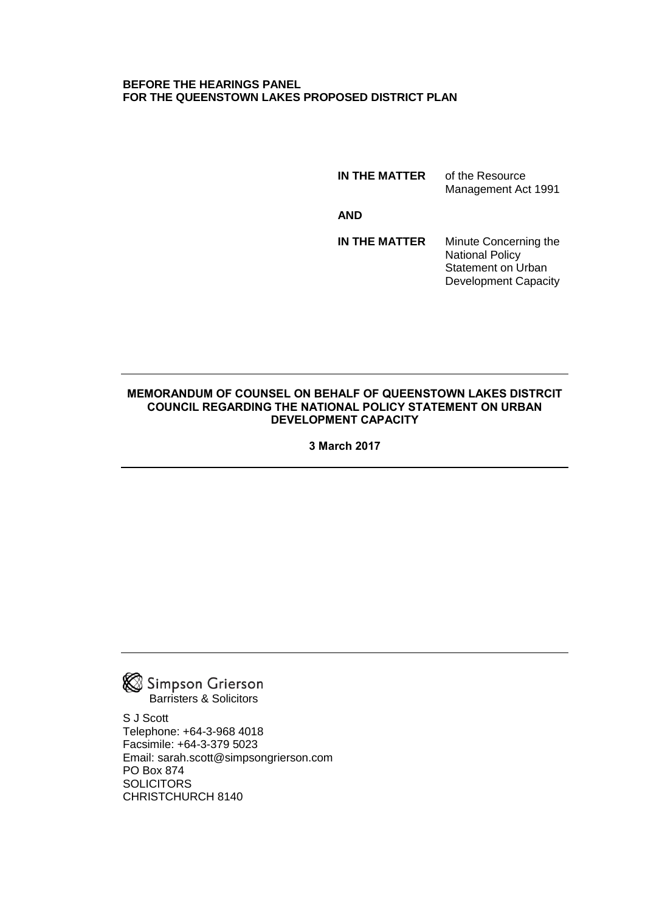**BEFORE THE HEARINGS PANEL**
**FOR THE QUEENSTOWN LAKES PROPOSED DISTRICT PLAN**

| | |
|---|---|
| **IN THE MATTER** | of the Resource Management Act 1991 |
| **AND** | |
| **IN THE MATTER** | Minute Concerning the National Policy Statement on Urban Development Capacity |

---

**MEMORANDUM OF COUNSEL ON BEHALF OF QUEENSTOWN LAKES DISTRCIT COUNCIL REGARDING THE NATIONAL POLICY STATEMENT ON URBAN DEVELOPMENT CAPACITY**

**3 March 2017**

---

Simpson Grierson
Barristers & Solicitors

S J Scott
Telephone: +64-3-968 4018
Facsimile: +64-3-379 5023
Email: sarah.scott@simpsongrierson.com
PO Box 874
SOLICITORS
CHRISTCHURCH 8140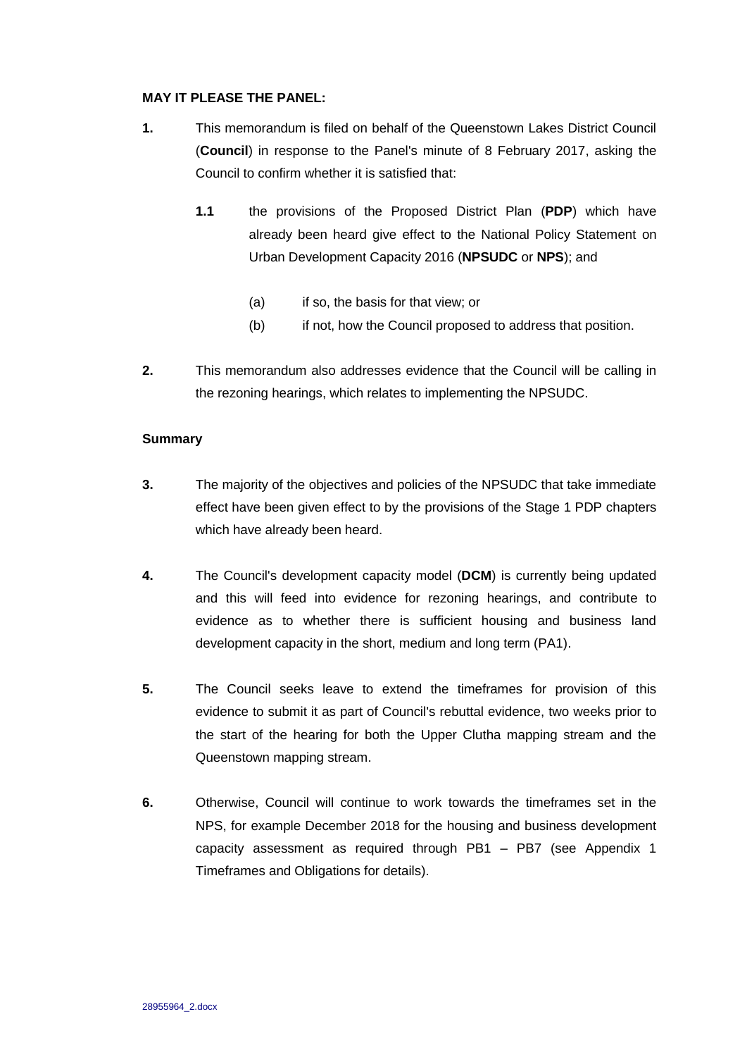**MAY IT PLEASE THE PANEL:**

**1.** This memorandum is filed on behalf of the Queenstown Lakes District Council (**Council**) in response to the Panel's minute of 8 February 2017, asking the Council to confirm whether it is satisfied that:

**1.1** the provisions of the Proposed District Plan (**PDP**) which have already been heard give effect to the National Policy Statement on Urban Development Capacity 2016 (**NPSUDC** or **NPS**); and

(a) if so, the basis for that view; or

(b) if not, how the Council proposed to address that position.

**2.** This memorandum also addresses evidence that the Council will be calling in the rezoning hearings, which relates to implementing the NPSUDC.

**Summary**

**3.** The majority of the objectives and policies of the NPSUDC that take immediate effect have been given effect to by the provisions of the Stage 1 PDP chapters which have already been heard.

**4.** The Council's development capacity model (**DCM**) is currently being updated and this will feed into evidence for rezoning hearings, and contribute to evidence as to whether there is sufficient housing and business land development capacity in the short, medium and long term (PA1).

**5.** The Council seeks leave to extend the timeframes for provision of this evidence to submit it as part of Council's rebuttal evidence, two weeks prior to the start of the hearing for both the Upper Clutha mapping stream and the Queenstown mapping stream.

**6.** Otherwise, Council will continue to work towards the timeframes set in the NPS, for example December 2018 for the housing and business development capacity assessment as required through PB1 – PB7 (see Appendix 1 Timeframes and Obligations for details).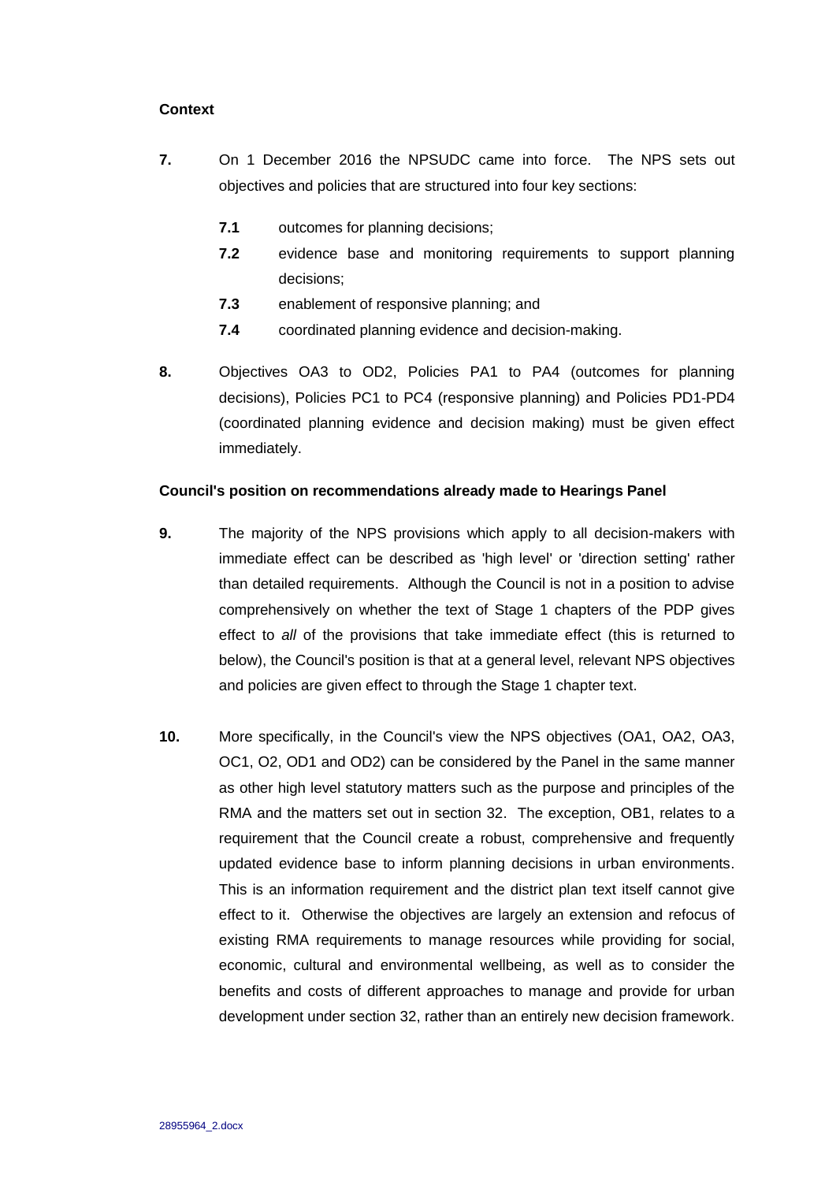**Context**

**7.** On 1 December 2016 the NPSUDC came into force. The NPS sets out objectives and policies that are structured into four key sections:

**7.1** outcomes for planning decisions;

**7.2** evidence base and monitoring requirements to support planning decisions;

**7.3** enablement of responsive planning; and

**7.4** coordinated planning evidence and decision-making.

**8.** Objectives OA3 to OD2, Policies PA1 to PA4 (outcomes for planning decisions), Policies PC1 to PC4 (responsive planning) and Policies PD1-PD4 (coordinated planning evidence and decision making) must be given effect immediately.

**Council's position on recommendations already made to Hearings Panel**

**9.** The majority of the NPS provisions which apply to all decision-makers with immediate effect can be described as 'high level' or 'direction setting' rather than detailed requirements. Although the Council is not in a position to advise comprehensively on whether the text of Stage 1 chapters of the PDP gives effect to *all* of the provisions that take immediate effect (this is returned to below), the Council's position is that at a general level, relevant NPS objectives and policies are given effect to through the Stage 1 chapter text.

**10.** More specifically, in the Council's view the NPS objectives (OA1, OA2, OA3, OC1, O2, OD1 and OD2) can be considered by the Panel in the same manner as other high level statutory matters such as the purpose and principles of the RMA and the matters set out in section 32. The exception, OB1, relates to a requirement that the Council create a robust, comprehensive and frequently updated evidence base to inform planning decisions in urban environments. This is an information requirement and the district plan text itself cannot give effect to it. Otherwise the objectives are largely an extension and refocus of existing RMA requirements to manage resources while providing for social, economic, cultural and environmental wellbeing, as well as to consider the benefits and costs of different approaches to manage and provide for urban development under section 32, rather than an entirely new decision framework.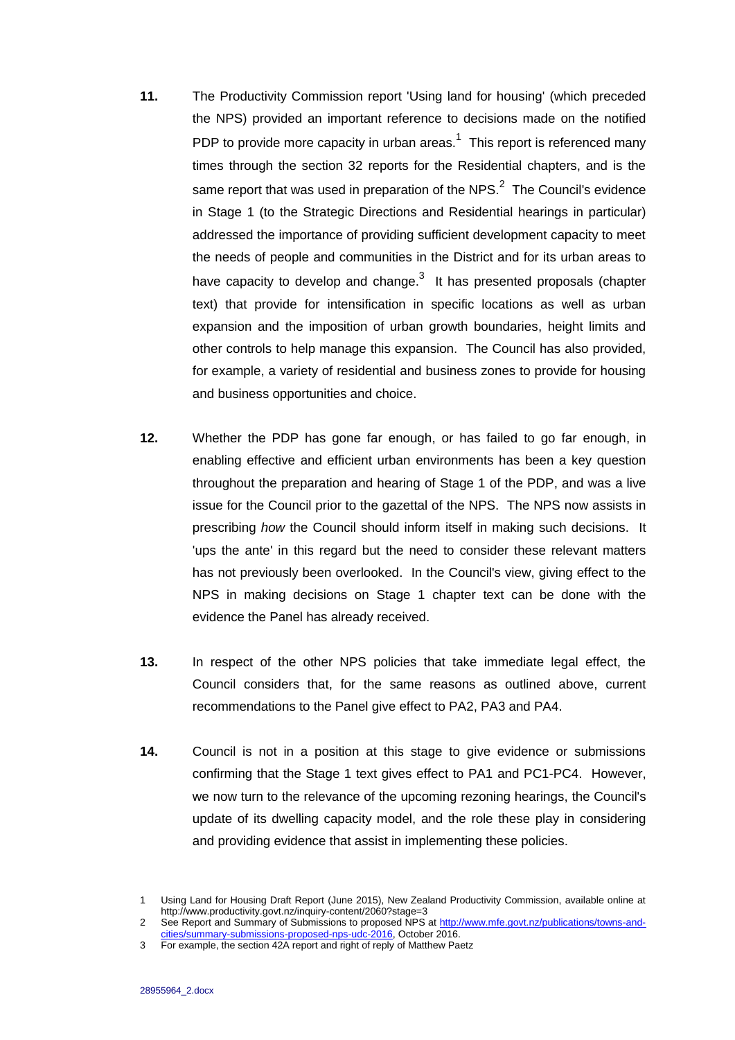**11.** The Productivity Commission report 'Using land for housing' (which preceded the NPS) provided an important reference to decisions made on the notified PDP to provide more capacity in urban areas.[1] This report is referenced many times through the section 32 reports for the Residential chapters, and is the same report that was used in preparation of the NPS.[2] The Council's evidence in Stage 1 (to the Strategic Directions and Residential hearings in particular) addressed the importance of providing sufficient development capacity to meet the needs of people and communities in the District and for its urban areas to have capacity to develop and change.[3] It has presented proposals (chapter text) that provide for intensification in specific locations as well as urban expansion and the imposition of urban growth boundaries, height limits and other controls to help manage this expansion. The Council has also provided, for example, a variety of residential and business zones to provide for housing and business opportunities and choice.

**12.** Whether the PDP has gone far enough, or has failed to go far enough, in enabling effective and efficient urban environments has been a key question throughout the preparation and hearing of Stage 1 of the PDP, and was a live issue for the Council prior to the gazettal of the NPS. The NPS now assists in prescribing *how* the Council should inform itself in making such decisions. It 'ups the ante' in this regard but the need to consider these relevant matters has not previously been overlooked. In the Council's view, giving effect to the NPS in making decisions on Stage 1 chapter text can be done with the evidence the Panel has already received.

**13.** In respect of the other NPS policies that take immediate legal effect, the Council considers that, for the same reasons as outlined above, current recommendations to the Panel give effect to PA2, PA3 and PA4.

**14.** Council is not in a position at this stage to give evidence or submissions confirming that the Stage 1 text gives effect to PA1 and PC1-PC4. However, we now turn to the relevance of the upcoming rezoning hearings, the Council's update of its dwelling capacity model, and the role these play in considering and providing evidence that assist in implementing these policies.

---

1 Using Land for Housing Draft Report (June 2015), New Zealand Productivity Commission, available online at http://www.productivity.govt.nz/inquiry-content/2060?stage=3

2 See Report and Summary of Submissions to proposed NPS at http://www.mfe.govt.nz/publications/towns-and-cities/summary-submissions-proposed-nps-udc-2016, October 2016.

3 For example, the section 42A report and right of reply of Matthew Paetz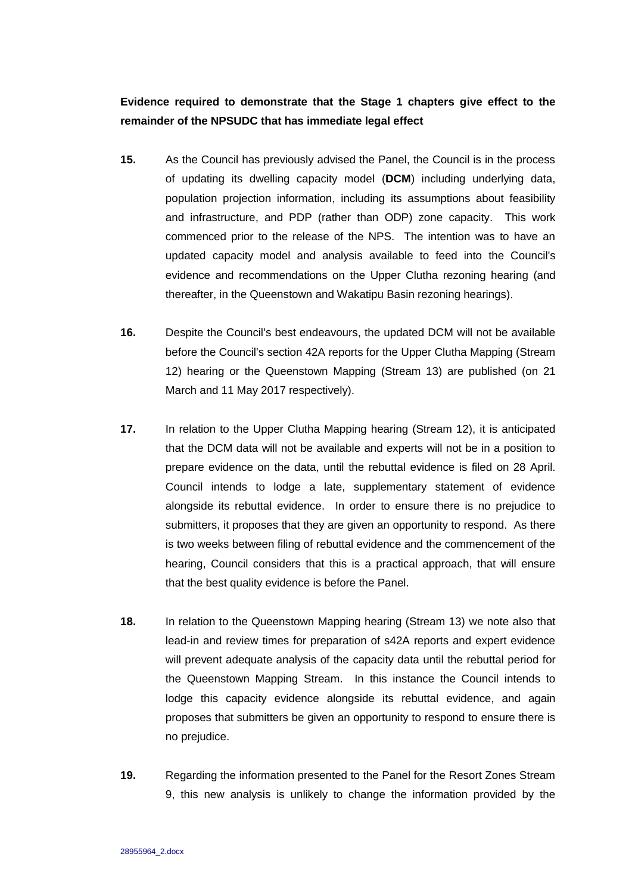**Evidence required to demonstrate that the Stage 1 chapters give effect to the remainder of the NPSUDC that has immediate legal effect**

**15.** As the Council has previously advised the Panel, the Council is in the process of updating its dwelling capacity model (**DCM**) including underlying data, population projection information, including its assumptions about feasibility and infrastructure, and PDP (rather than ODP) zone capacity. This work commenced prior to the release of the NPS. The intention was to have an updated capacity model and analysis available to feed into the Council's evidence and recommendations on the Upper Clutha rezoning hearing (and thereafter, in the Queenstown and Wakatipu Basin rezoning hearings).

**16.** Despite the Council's best endeavours, the updated DCM will not be available before the Council's section 42A reports for the Upper Clutha Mapping (Stream 12) hearing or the Queenstown Mapping (Stream 13) are published (on 21 March and 11 May 2017 respectively).

**17.** In relation to the Upper Clutha Mapping hearing (Stream 12), it is anticipated that the DCM data will not be available and experts will not be in a position to prepare evidence on the data, until the rebuttal evidence is filed on 28 April. Council intends to lodge a late, supplementary statement of evidence alongside its rebuttal evidence. In order to ensure there is no prejudice to submitters, it proposes that they are given an opportunity to respond. As there is two weeks between filing of rebuttal evidence and the commencement of the hearing, Council considers that this is a practical approach, that will ensure that the best quality evidence is before the Panel.

**18.** In relation to the Queenstown Mapping hearing (Stream 13) we note also that lead-in and review times for preparation of s42A reports and expert evidence will prevent adequate analysis of the capacity data until the rebuttal period for the Queenstown Mapping Stream. In this instance the Council intends to lodge this capacity evidence alongside its rebuttal evidence, and again proposes that submitters be given an opportunity to respond to ensure there is no prejudice.

**19.** Regarding the information presented to the Panel for the Resort Zones Stream 9, this new analysis is unlikely to change the information provided by the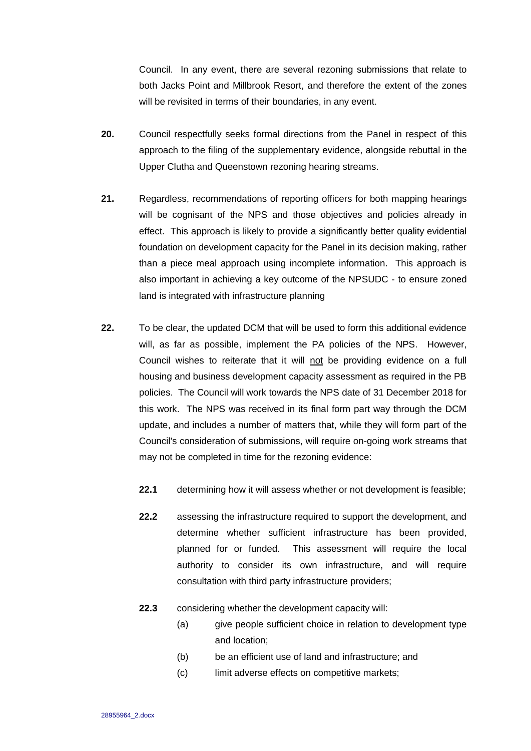Council. In any event, there are several rezoning submissions that relate to both Jacks Point and Millbrook Resort, and therefore the extent of the zones will be revisited in terms of their boundaries, in any event.

**20.** Council respectfully seeks formal directions from the Panel in respect of this approach to the filing of the supplementary evidence, alongside rebuttal in the Upper Clutha and Queenstown rezoning hearing streams.

**21.** Regardless, recommendations of reporting officers for both mapping hearings will be cognisant of the NPS and those objectives and policies already in effect. This approach is likely to provide a significantly better quality evidential foundation on development capacity for the Panel in its decision making, rather than a piece meal approach using incomplete information. This approach is also important in achieving a key outcome of the NPSUDC - to ensure zoned land is integrated with infrastructure planning

**22.** To be clear, the updated DCM that will be used to form this additional evidence will, as far as possible, implement the PA policies of the NPS. However, Council wishes to reiterate that it will <u>not</u> be providing evidence on a full housing and business development capacity assessment as required in the PB policies. The Council will work towards the NPS date of 31 December 2018 for this work. The NPS was received in its final form part way through the DCM update, and includes a number of matters that, while they will form part of the Council's consideration of submissions, will require on-going work streams that may not be completed in time for the rezoning evidence:

**22.1** determining how it will assess whether or not development is feasible;

**22.2** assessing the infrastructure required to support the development, and determine whether sufficient infrastructure has been provided, planned for or funded. This assessment will require the local authority to consider its own infrastructure, and will require consultation with third party infrastructure providers;

**22.3** considering whether the development capacity will:

(a) give people sufficient choice in relation to development type and location;

(b) be an efficient use of land and infrastructure; and

(c) limit adverse effects on competitive markets;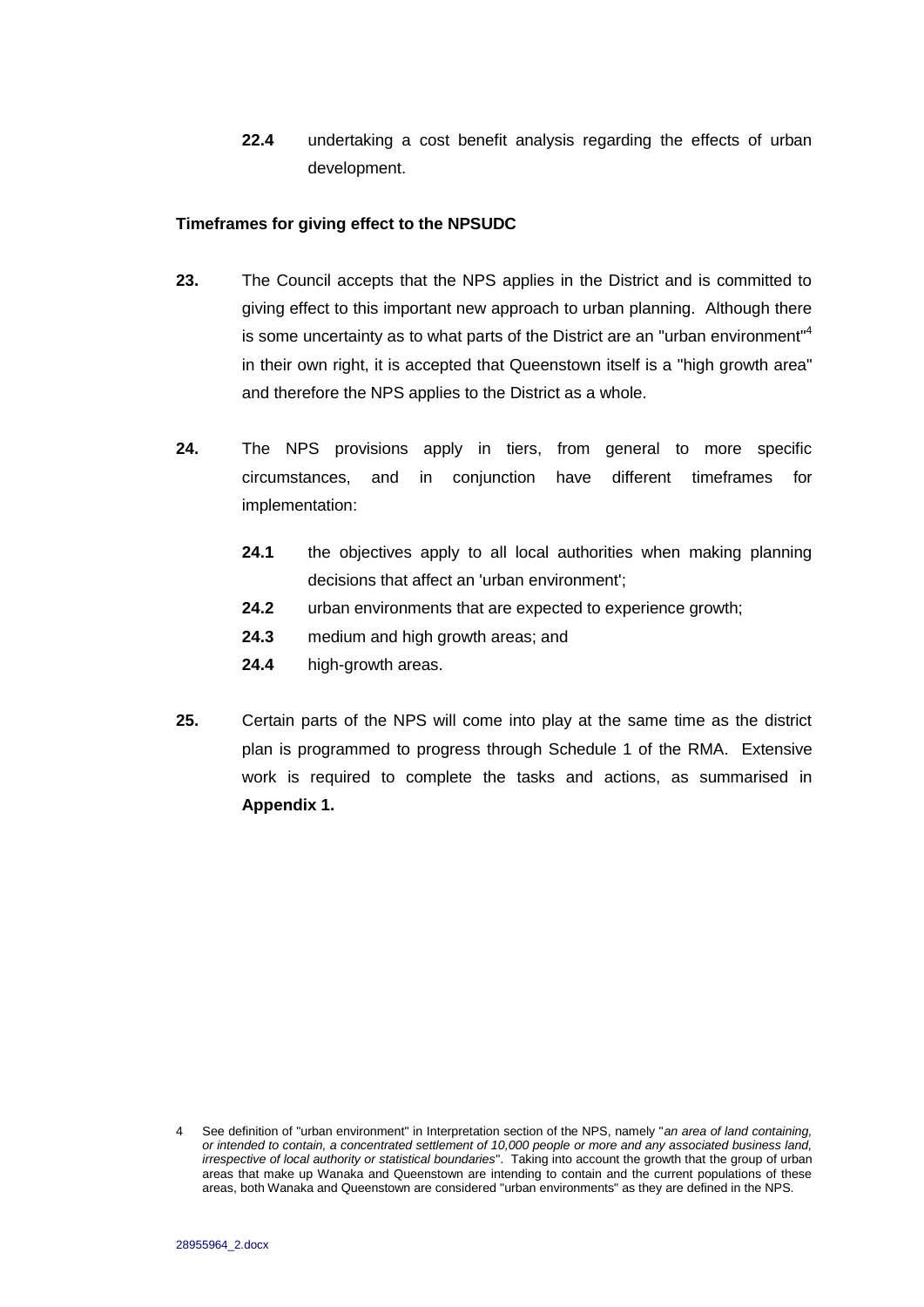**22.4** undertaking a cost benefit analysis regarding the effects of urban development.

**Timeframes for giving effect to the NPSUDC**

**23.** The Council accepts that the NPS applies in the District and is committed to giving effect to this important new approach to urban planning. Although there is some uncertainty as to what parts of the District are an "urban environment"[4] in their own right, it is accepted that Queenstown itself is a "high growth area" and therefore the NPS applies to the District as a whole.

**24.** The NPS provisions apply in tiers, from general to more specific circumstances, and in conjunction have different timeframes for implementation:

**24.1** the objectives apply to all local authorities when making planning decisions that affect an 'urban environment';

**24.2** urban environments that are expected to experience growth;

**24.3** medium and high growth areas; and

**24.4** high-growth areas.

**25.** Certain parts of the NPS will come into play at the same time as the district plan is programmed to progress through Schedule 1 of the RMA. Extensive work is required to complete the tasks and actions, as summarised in **Appendix 1.**

---

4 See definition of "urban environment" in Interpretation section of the NPS, namely "*an area of land containing, or intended to contain, a concentrated settlement of 10,000 people or more and any associated business land, irrespective of local authority or statistical boundaries*". Taking into account the growth that the group of urban areas that make up Wanaka and Queenstown are intending to contain and the current populations of these areas, both Wanaka and Queenstown are considered "urban environments" as they are defined in the NPS.

28955964_2.docx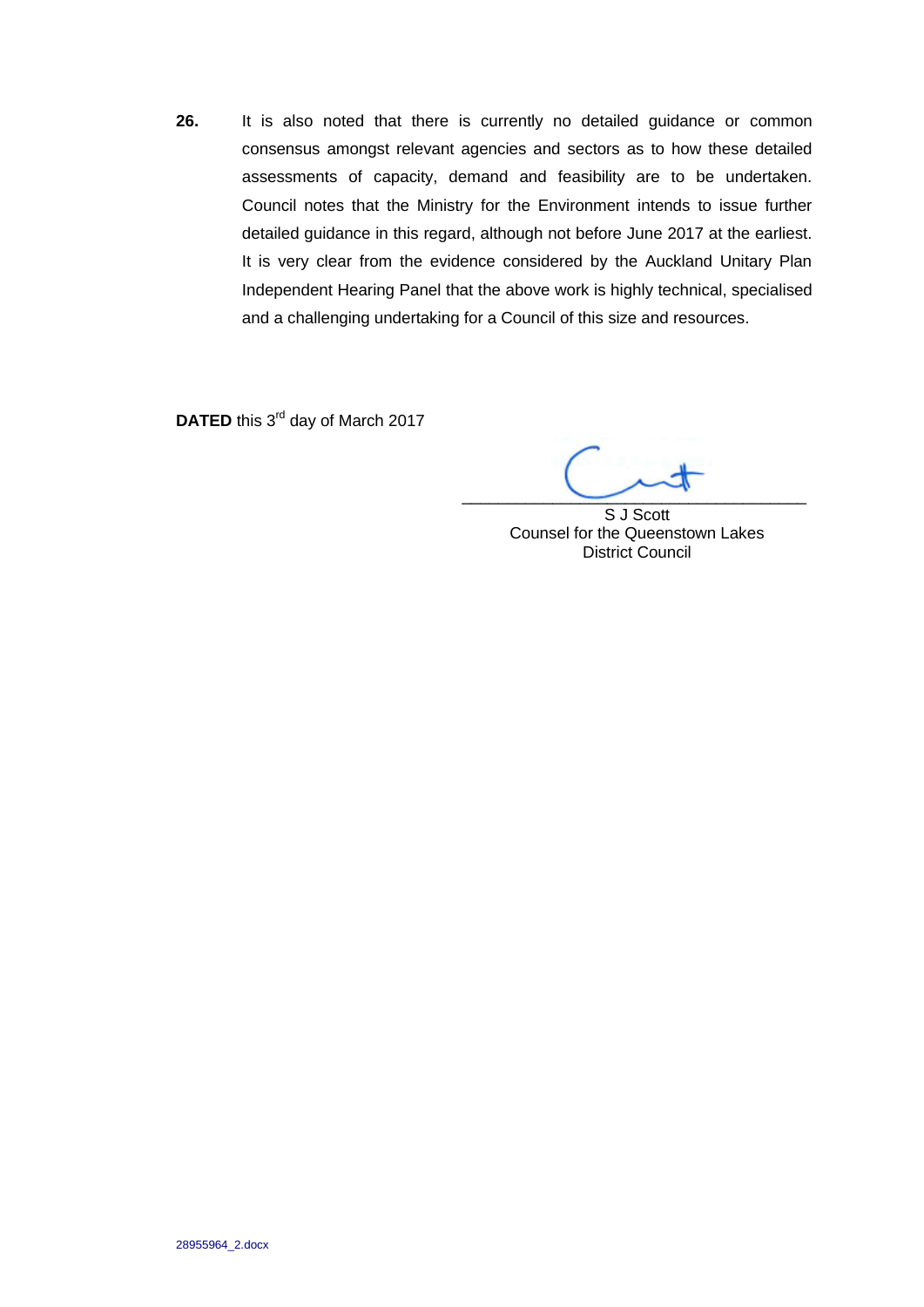**26.** It is also noted that there is currently no detailed guidance or common consensus amongst relevant agencies and sectors as to how these detailed assessments of capacity, demand and feasibility are to be undertaken. Council notes that the Ministry for the Environment intends to issue further detailed guidance in this regard, although not before June 2017 at the earliest. It is very clear from the evidence considered by the Auckland Unitary Plan Independent Hearing Panel that the above work is highly technical, specialised and a challenging undertaking for a Council of this size and resources.

**DATED** this 3rd day of March 2017

\_\_\_\_\_\_\_\_\_\_\_\_\_\_\_\_\_\_\_\_\_\_\_\_\_\_\_\_\_\_\_\_\_\_\_\_\_\_
S J Scott
Counsel for the Queenstown Lakes
District Council

28955964_2.docx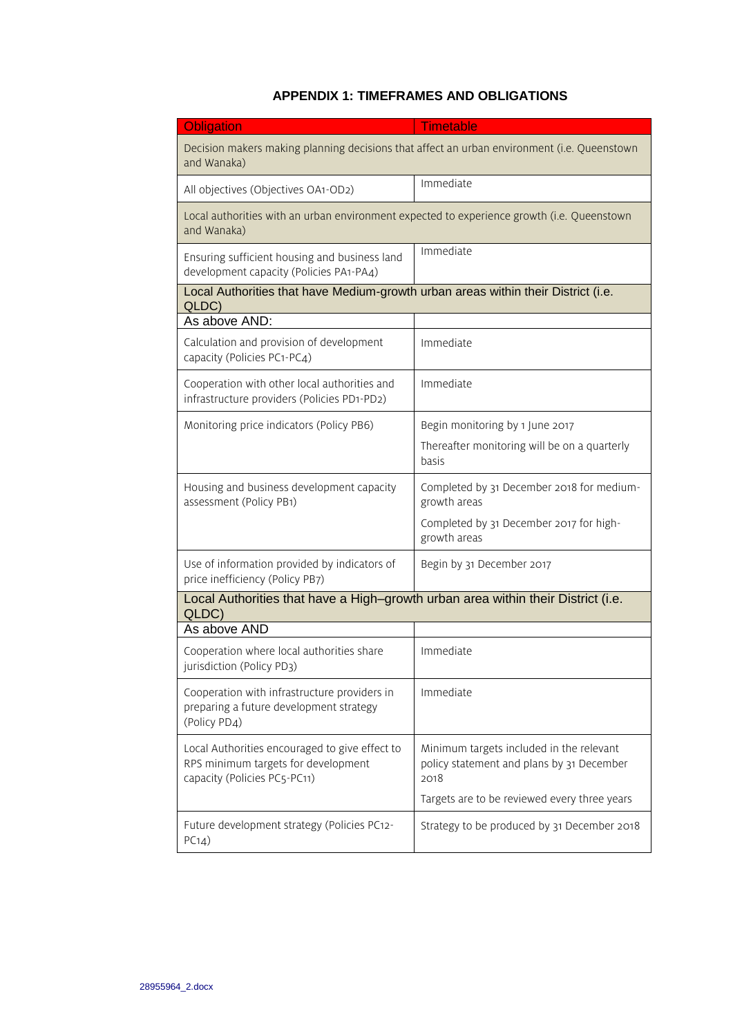## APPENDIX 1: TIMEFRAMES AND OBLIGATIONS

| Obligation | Timetable |
|---|---|
| Decision makers making planning decisions that affect an urban environment (i.e. Queenstown and Wanaka) | |
| All objectives (Objectives OA1-OD2) | Immediate |
| Local authorities with an urban environment expected to experience growth (i.e. Queenstown and Wanaka) | |
| Ensuring sufficient housing and business land development capacity (Policies PA1-PA4) | Immediate |
| Local Authorities that have Medium-growth urban areas within their District (i.e. QLDC) | |
| As above AND: | |
| Calculation and provision of development capacity (Policies PC1-PC4) | Immediate |
| Cooperation with other local authorities and infrastructure providers (Policies PD1-PD2) | Immediate |
| Monitoring price indicators (Policy PB6) | Begin monitoring by 1 June 2017<br>Thereafter monitoring will be on a quarterly basis |
| Housing and business development capacity assessment (Policy PB1) | Completed by 31 December 2018 for medium-growth areas<br>Completed by 31 December 2017 for high-growth areas |
| Use of information provided by indicators of price inefficiency (Policy PB7) | Begin by 31 December 2017 |
| Local Authorities that have a High–growth urban area within their District (i.e. QLDC) | |
| As above AND | |
| Cooperation where local authorities share jurisdiction (Policy PD3) | Immediate |
| Cooperation with infrastructure providers in preparing a future development strategy (Policy PD4) | Immediate |
| Local Authorities encouraged to give effect to RPS minimum targets for development capacity (Policies PC5-PC11) | Minimum targets included in the relevant policy statement and plans by 31 December 2018<br>Targets are to be reviewed every three years |
| Future development strategy (Policies PC12-PC14) | Strategy to be produced by 31 December 2018 |

28955964_2.docx